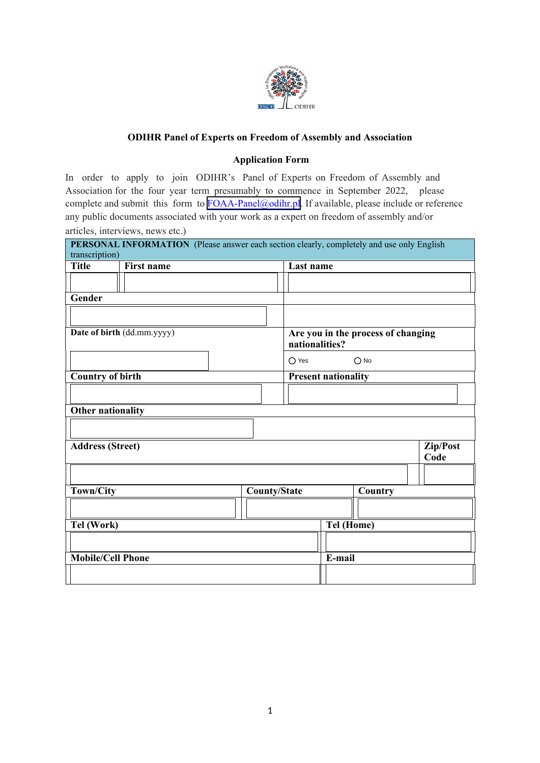## ODIHR Panel of Experts on Freedom of Assembly and Association

### Application Form

In order to apply to join ODIHR's Panel of Experts on Freedom of Assembly and Association for the four year term presumably to commence in September 2022, please complete and submit this form to FOAA-Panel@odihr.pl. If available, please include or reference any public documents associated with your work as a expert on freedom of assembly and/or articles, interviews, news etc.)

| **PERSONAL INFORMATION** (Please answer each section clearly, completely and use only English transcription) | | | | |
|---|---|---|---|---|
| **Title** | **First name** | **Last name** | | |
| | | | | |
| **Gender** | | | | |
| | | | | |
| **Date of birth** (dd.mm.yyyy) | | **Are you in the process of changing nationalities?** | | |
| | | ◯ Yes ◯ No | | |
| **Country of birth** | | **Present nationality** | | |
| | | | | |
| **Other nationality** | | | | |
| | | | | |
| **Address (Street)** | | | | **Zip/Post Code** |
| | | | | |
| **Town/City** | | **County/State** | **Country** | |
| | | | | |
| **Tel (Work)** | | **Tel (Home)** | | |
| | | | | |
| **Mobile/Cell Phone** | | **E-mail** | | |
| | | | | |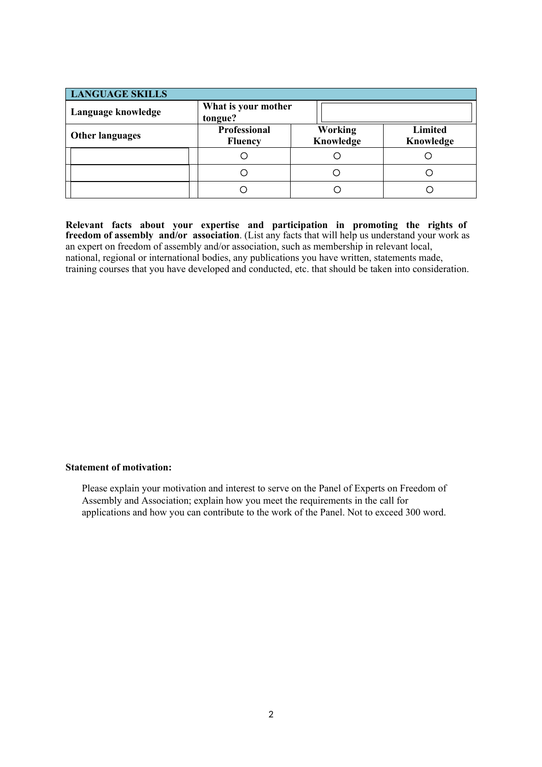| LANGUAGE SKILLS | | | |
|---|---|---|---|
| **Language knowledge** | **What is your mother tongue?** | | |
| **Other languages** | **Professional Fluency** | **Working Knowledge** | **Limited Knowledge** |
| | ○ | ○ | ○ |
| | ○ | ○ | ○ |
| | ○ | ○ | ○ |

**Relevant facts about your expertise and participation in promoting the rights of freedom of assembly and/or association**. (List any facts that will help us understand your work as an expert on freedom of assembly and/or association, such as membership in relevant local, national, regional or international bodies, any publications you have written, statements made, training courses that you have developed and conducted, etc. that should be taken into consideration.

**Statement of motivation:**

Please explain your motivation and interest to serve on the Panel of Experts on Freedom of Assembly and Association; explain how you meet the requirements in the call for applications and how you can contribute to the work of the Panel. Not to exceed 300 word.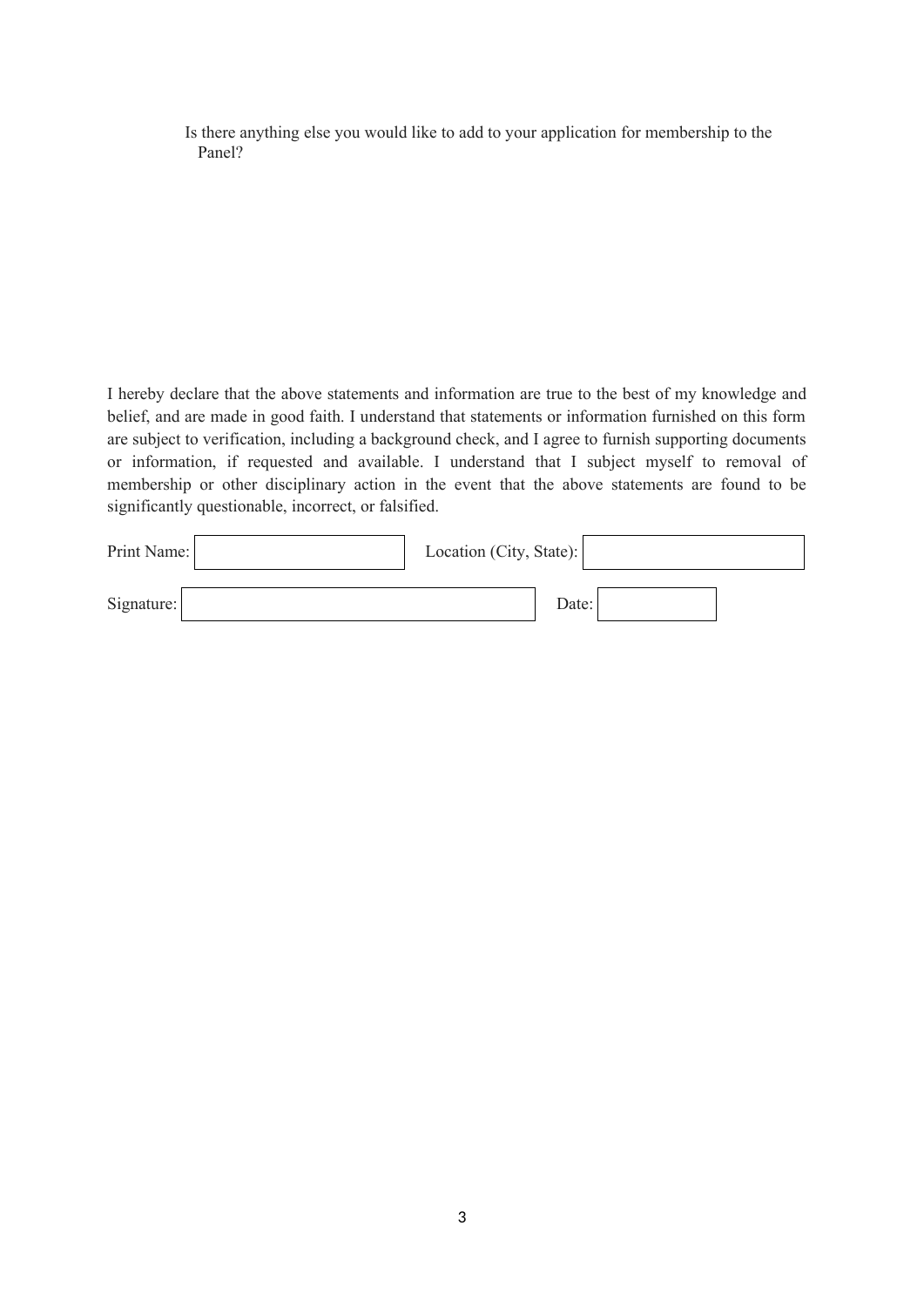Is there anything else you would like to add to your application for membership to the Panel?

I hereby declare that the above statements and information are true to the best of my knowledge and belief, and are made in good faith. I understand that statements or information furnished on this form are subject to verification, including a background check, and I agree to furnish supporting documents or information, if requested and available. I understand that I subject myself to removal of membership or other disciplinary action in the event that the above statements are found to be significantly questionable, incorrect, or falsified.

Print Name: ____________________ Location (City, State): ____________________

Signature: ____________________ Date: ____________